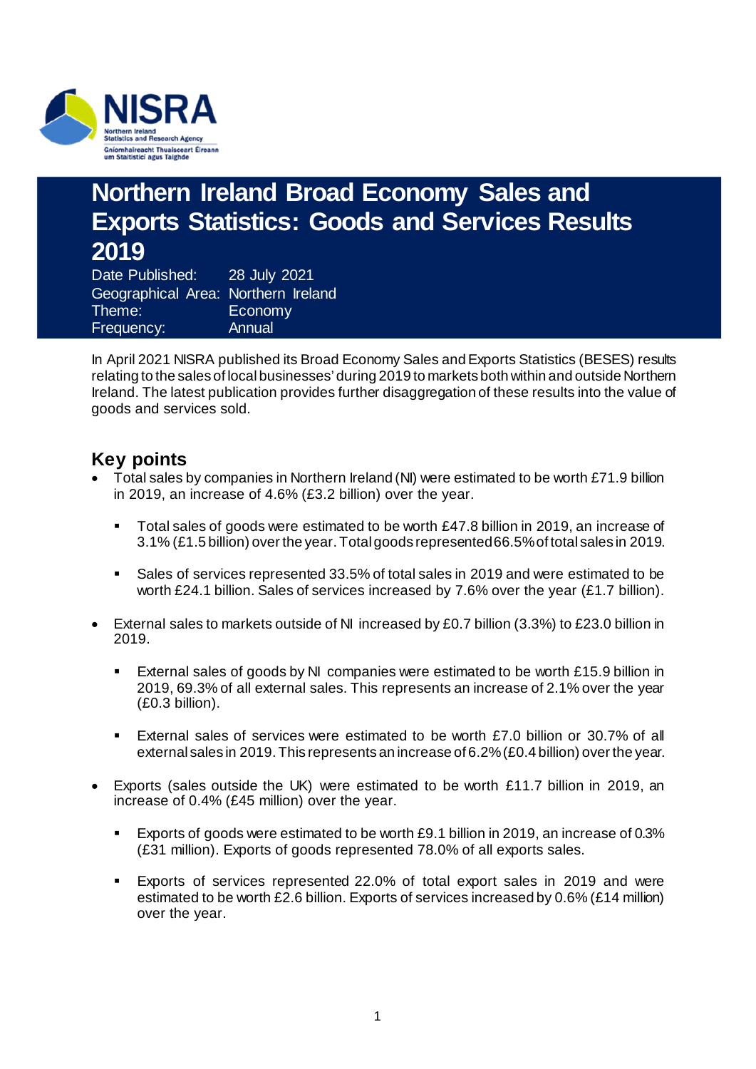# Northern Ireland Broad Economy Sales and Exports Statistics: Goods and Services Results 2019

Date Published: 28 July 2021
Geographical Area: Northern Ireland
Theme: Economy
Frequency: Annual

In April 2021 NISRA published its Broad Economy Sales and Exports Statistics (BESES) results relating to the sales of local businesses' during 2019 to markets both within and outside Northern Ireland. The latest publication provides further disaggregation of these results into the value of goods and services sold.

## Key points

- Total sales by companies in Northern Ireland (NI) were estimated to be worth £71.9 billion in 2019, an increase of 4.6% (£3.2 billion) over the year.
  - Total sales of goods were estimated to be worth £47.8 billion in 2019, an increase of 3.1% (£1.5 billion) over the year. Total goods represented 66.5% of total sales in 2019.
  - Sales of services represented 33.5% of total sales in 2019 and were estimated to be worth £24.1 billion. Sales of services increased by 7.6% over the year (£1.7 billion).
- External sales to markets outside of NI increased by £0.7 billion (3.3%) to £23.0 billion in 2019.
  - External sales of goods by NI companies were estimated to be worth £15.9 billion in 2019, 69.3% of all external sales. This represents an increase of 2.1% over the year (£0.3 billion).
  - External sales of services were estimated to be worth £7.0 billion or 30.7% of all external sales in 2019. This represents an increase of 6.2% (£0.4 billion) over the year.
- Exports (sales outside the UK) were estimated to be worth £11.7 billion in 2019, an increase of 0.4% (£45 million) over the year.
  - Exports of goods were estimated to be worth £9.1 billion in 2019, an increase of 0.3% (£31 million). Exports of goods represented 78.0% of all exports sales.
  - Exports of services represented 22.0% of total export sales in 2019 and were estimated to be worth £2.6 billion. Exports of services increased by 0.6% (£14 million) over the year.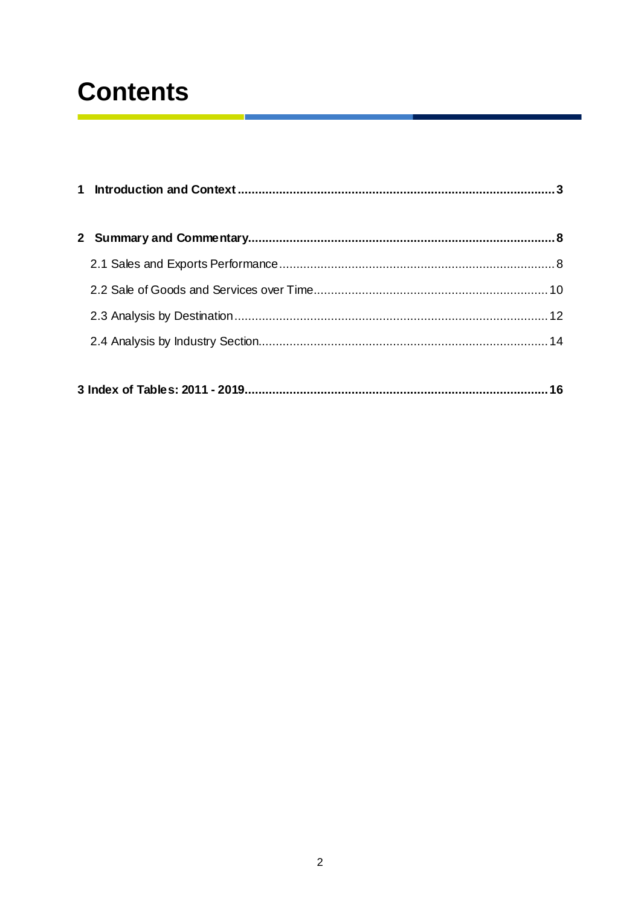# Contents

1 Introduction and Context ..... 3

2 Summary and Commentary ..... 8

- 2.1 Sales and Exports Performance ..... 8
- 2.2 Sale of Goods and Services over Time ..... 10
- 2.3 Analysis by Destination ..... 12
- 2.4 Analysis by Industry Section ..... 14

3 Index of Tables: 2011 - 2019 ..... 16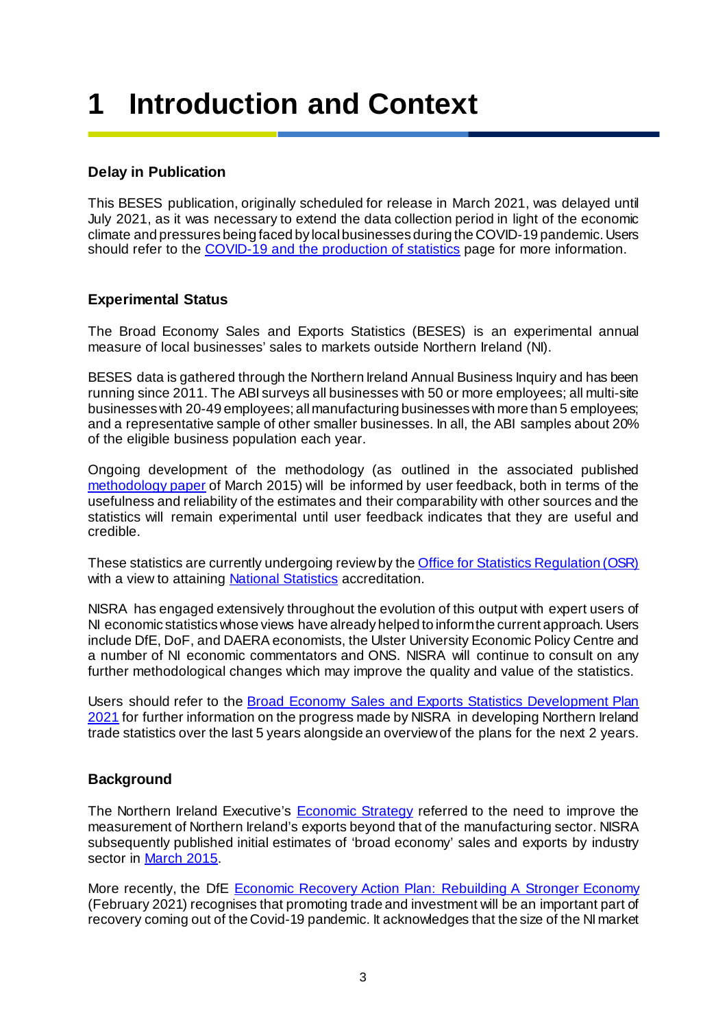# 1 Introduction and Context

### Delay in Publication

This BESES publication, originally scheduled for release in March 2021, was delayed until July 2021, as it was necessary to extend the data collection period in light of the economic climate and pressures being faced by local businesses during the COVID-19 pandemic. Users should refer to the COVID-19 and the production of statistics page for more information.

### Experimental Status

The Broad Economy Sales and Exports Statistics (BESES) is an experimental annual measure of local businesses' sales to markets outside Northern Ireland (NI).

BESES data is gathered through the Northern Ireland Annual Business Inquiry and has been running since 2011. The ABI surveys all businesses with 50 or more employees; all multi-site businesses with 20-49 employees; all manufacturing businesses with more than 5 employees; and a representative sample of other smaller businesses. In all, the ABI samples about 20% of the eligible business population each year.

Ongoing development of the methodology (as outlined in the associated published methodology paper of March 2015) will be informed by user feedback, both in terms of the usefulness and reliability of the estimates and their comparability with other sources and the statistics will remain experimental until user feedback indicates that they are useful and credible.

These statistics are currently undergoing review by the Office for Statistics Regulation (OSR) with a view to attaining National Statistics accreditation.

NISRA has engaged extensively throughout the evolution of this output with expert users of NI economic statistics whose views have already helped to inform the current approach. Users include DfE, DoF, and DAERA economists, the Ulster University Economic Policy Centre and a number of NI economic commentators and ONS. NISRA will continue to consult on any further methodological changes which may improve the quality and value of the statistics.

Users should refer to the Broad Economy Sales and Exports Statistics Development Plan 2021 for further information on the progress made by NISRA in developing Northern Ireland trade statistics over the last 5 years alongside an overview of the plans for the next 2 years.

### Background

The Northern Ireland Executive's Economic Strategy referred to the need to improve the measurement of Northern Ireland's exports beyond that of the manufacturing sector. NISRA subsequently published initial estimates of 'broad economy' sales and exports by industry sector in March 2015.

More recently, the DfE Economic Recovery Action Plan: Rebuilding A Stronger Economy (February 2021) recognises that promoting trade and investment will be an important part of recovery coming out of the Covid-19 pandemic. It acknowledges that the size of the NI market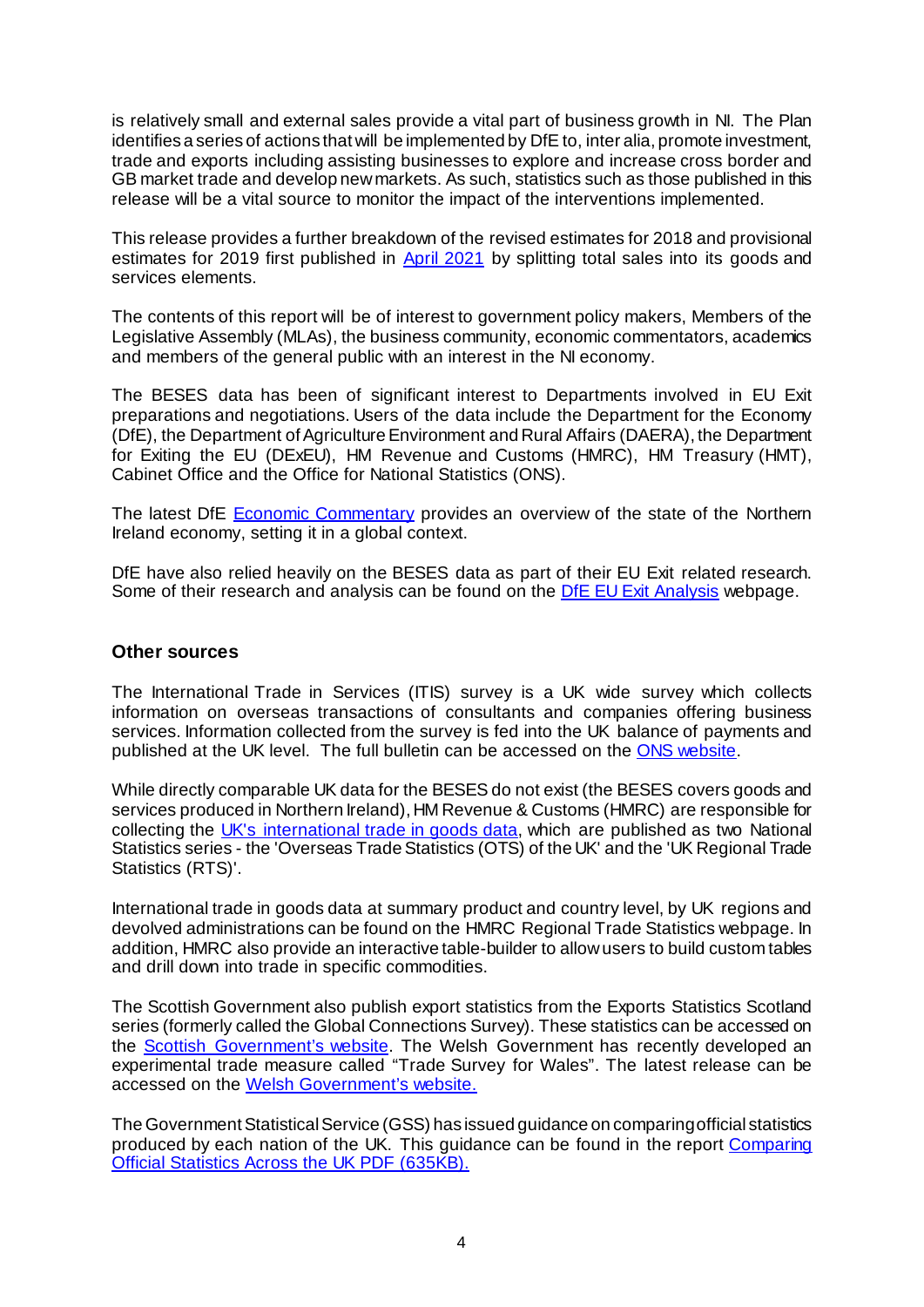is relatively small and external sales provide a vital part of business growth in NI. The Plan identifies a series of actions that will be implemented by DfE to, inter alia, promote investment, trade and exports including assisting businesses to explore and increase cross border and GB market trade and develop new markets. As such, statistics such as those published in this release will be a vital source to monitor the impact of the interventions implemented.

This release provides a further breakdown of the revised estimates for 2018 and provisional estimates for 2019 first published in April 2021 by splitting total sales into its goods and services elements.

The contents of this report will be of interest to government policy makers, Members of the Legislative Assembly (MLAs), the business community, economic commentators, academics and members of the general public with an interest in the NI economy.

The BESES data has been of significant interest to Departments involved in EU Exit preparations and negotiations. Users of the data include the Department for the Economy (DfE), the Department of Agriculture Environment and Rural Affairs (DAERA), the Department for Exiting the EU (DExEU), HM Revenue and Customs (HMRC), HM Treasury (HMT), Cabinet Office and the Office for National Statistics (ONS).

The latest DfE Economic Commentary provides an overview of the state of the Northern Ireland economy, setting it in a global context.

DfE have also relied heavily on the BESES data as part of their EU Exit related research. Some of their research and analysis can be found on the DfE EU Exit Analysis webpage.

## Other sources

The International Trade in Services (ITIS) survey is a UK wide survey which collects information on overseas transactions of consultants and companies offering business services. Information collected from the survey is fed into the UK balance of payments and published at the UK level. The full bulletin can be accessed on the ONS website.

While directly comparable UK data for the BESES do not exist (the BESES covers goods and services produced in Northern Ireland), HM Revenue & Customs (HMRC) are responsible for collecting the UK's international trade in goods data, which are published as two National Statistics series - the 'Overseas Trade Statistics (OTS) of the UK' and the 'UK Regional Trade Statistics (RTS)'.

International trade in goods data at summary product and country level, by UK regions and devolved administrations can be found on the HMRC Regional Trade Statistics webpage. In addition, HMRC also provide an interactive table-builder to allow users to build custom tables and drill down into trade in specific commodities.

The Scottish Government also publish export statistics from the Exports Statistics Scotland series (formerly called the Global Connections Survey). These statistics can be accessed on the Scottish Government's website. The Welsh Government has recently developed an experimental trade measure called "Trade Survey for Wales". The latest release can be accessed on the Welsh Government's website.

The Government Statistical Service (GSS) has issued guidance on comparing official statistics produced by each nation of the UK. This guidance can be found in the report Comparing Official Statistics Across the UK PDF (635KB).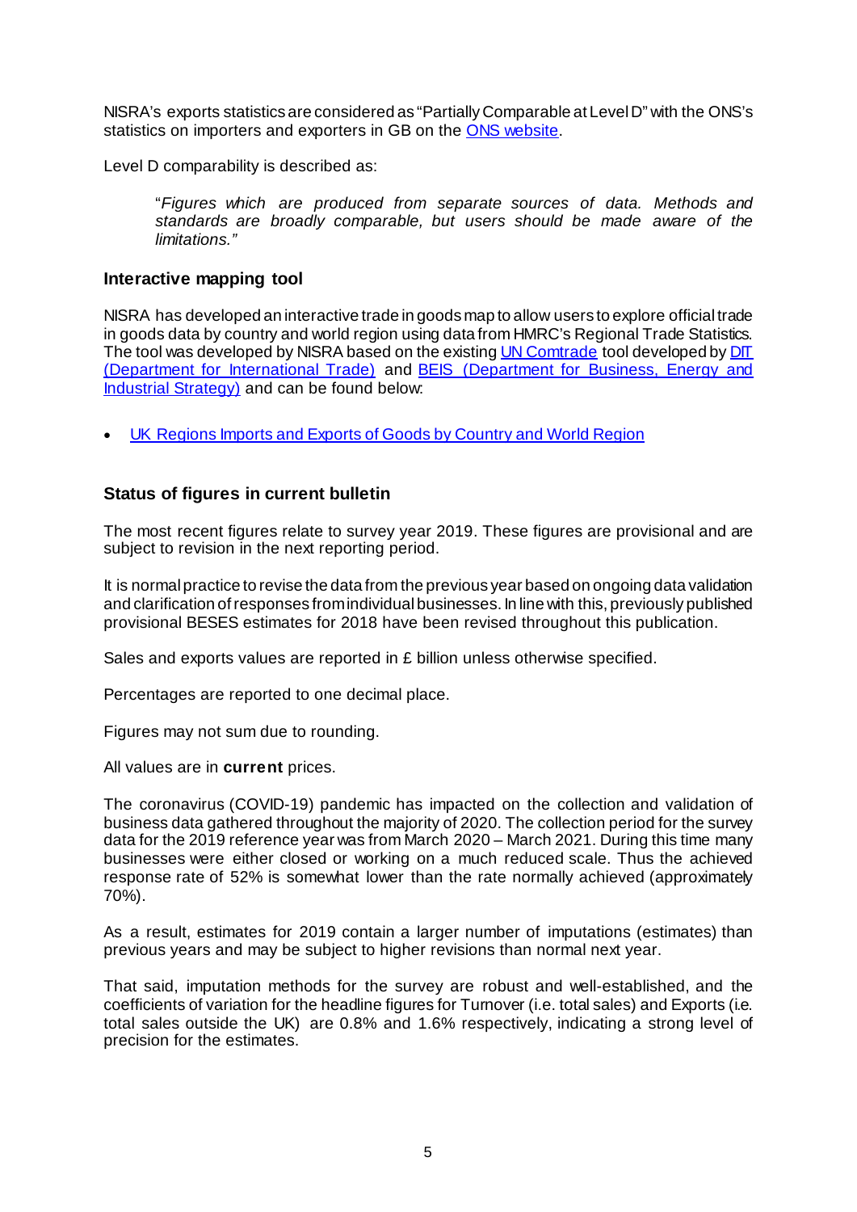NISRA's exports statistics are considered as "Partially Comparable at Level D" with the ONS's statistics on importers and exporters in GB on the [ONS website](ONS website).

Level D comparability is described as:

> "*Figures which are produced from separate sources of data. Methods and standards are broadly comparable, but users should be made aware of the limitations."*

### Interactive mapping tool

NISRA has developed an interactive trade in goods map to allow users to explore official trade in goods data by country and world region using data from HMRC's Regional Trade Statistics. The tool was developed by NISRA based on the existing UN Comtrade tool developed by DIT (Department for International Trade) and BEIS (Department for Business, Energy and Industrial Strategy) and can be found below:

- UK Regions Imports and Exports of Goods by Country and World Region

### Status of figures in current bulletin

The most recent figures relate to survey year 2019. These figures are provisional and are subject to revision in the next reporting period.

It is normal practice to revise the data from the previous year based on ongoing data validation and clarification of responses from individual businesses. In line with this, previously published provisional BESES estimates for 2018 have been revised throughout this publication.

Sales and exports values are reported in £ billion unless otherwise specified.

Percentages are reported to one decimal place.

Figures may not sum due to rounding.

All values are in **current** prices.

The coronavirus (COVID-19) pandemic has impacted on the collection and validation of business data gathered throughout the majority of 2020. The collection period for the survey data for the 2019 reference year was from March 2020 – March 2021. During this time many businesses were either closed or working on a much reduced scale. Thus the achieved response rate of 52% is somewhat lower than the rate normally achieved (approximately 70%).

As a result, estimates for 2019 contain a larger number of imputations (estimates) than previous years and may be subject to higher revisions than normal next year.

That said, imputation methods for the survey are robust and well-established, and the coefficients of variation for the headline figures for Turnover (i.e. total sales) and Exports (i.e. total sales outside the UK) are 0.8% and 1.6% respectively, indicating a strong level of precision for the estimates.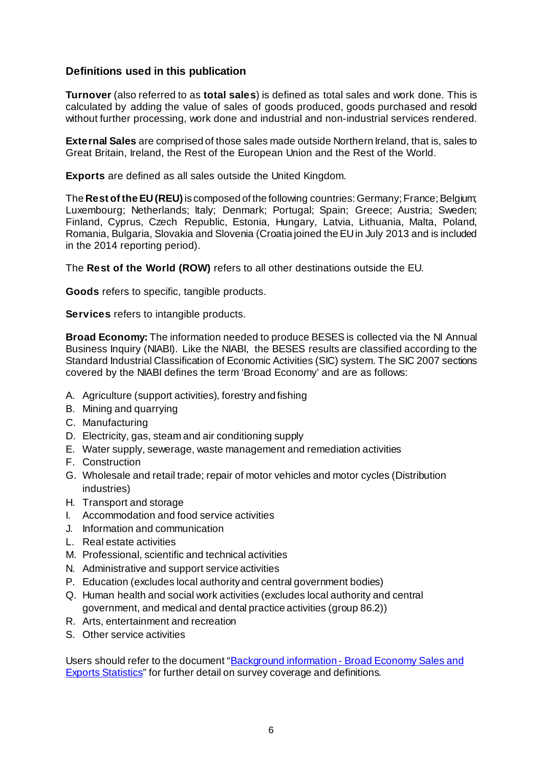## Definitions used in this publication

**Turnover** (also referred to as **total sales**) is defined as total sales and work done. This is calculated by adding the value of sales of goods produced, goods purchased and resold without further processing, work done and industrial and non-industrial services rendered.

**External Sales** are comprised of those sales made outside Northern Ireland, that is, sales to Great Britain, Ireland, the Rest of the European Union and the Rest of the World.

**Exports** are defined as all sales outside the United Kingdom.

The **Rest of the EU (REU)** is composed of the following countries: Germany; France; Belgium; Luxembourg; Netherlands; Italy; Denmark; Portugal; Spain; Greece; Austria; Sweden; Finland, Cyprus, Czech Republic, Estonia, Hungary, Latvia, Lithuania, Malta, Poland, Romania, Bulgaria, Slovakia and Slovenia (Croatia joined the EU in July 2013 and is included in the 2014 reporting period).

The **Rest of the World (ROW)** refers to all other destinations outside the EU.

**Goods** refers to specific, tangible products.

**Services** refers to intangible products.

**Broad Economy:** The information needed to produce BESES is collected via the NI Annual Business Inquiry (NIABI). Like the NIABI, the BESES results are classified according to the Standard Industrial Classification of Economic Activities (SIC) system. The SIC 2007 sections covered by the NIABI defines the term 'Broad Economy' and are as follows:

A. Agriculture (support activities), forestry and fishing
B. Mining and quarrying
C. Manufacturing
D. Electricity, gas, steam and air conditioning supply
E. Water supply, sewerage, waste management and remediation activities
F. Construction
G. Wholesale and retail trade; repair of motor vehicles and motor cycles (Distribution industries)
H. Transport and storage
I. Accommodation and food service activities
J. Information and communication
L. Real estate activities
M. Professional, scientific and technical activities
N. Administrative and support service activities
P. Education (excludes local authority and central government bodies)
Q. Human health and social work activities (excludes local authority and central government, and medical and dental practice activities (group 86.2))
R. Arts, entertainment and recreation
S. Other service activities

Users should refer to the document "Background information - Broad Economy Sales and Exports Statistics" for further detail on survey coverage and definitions.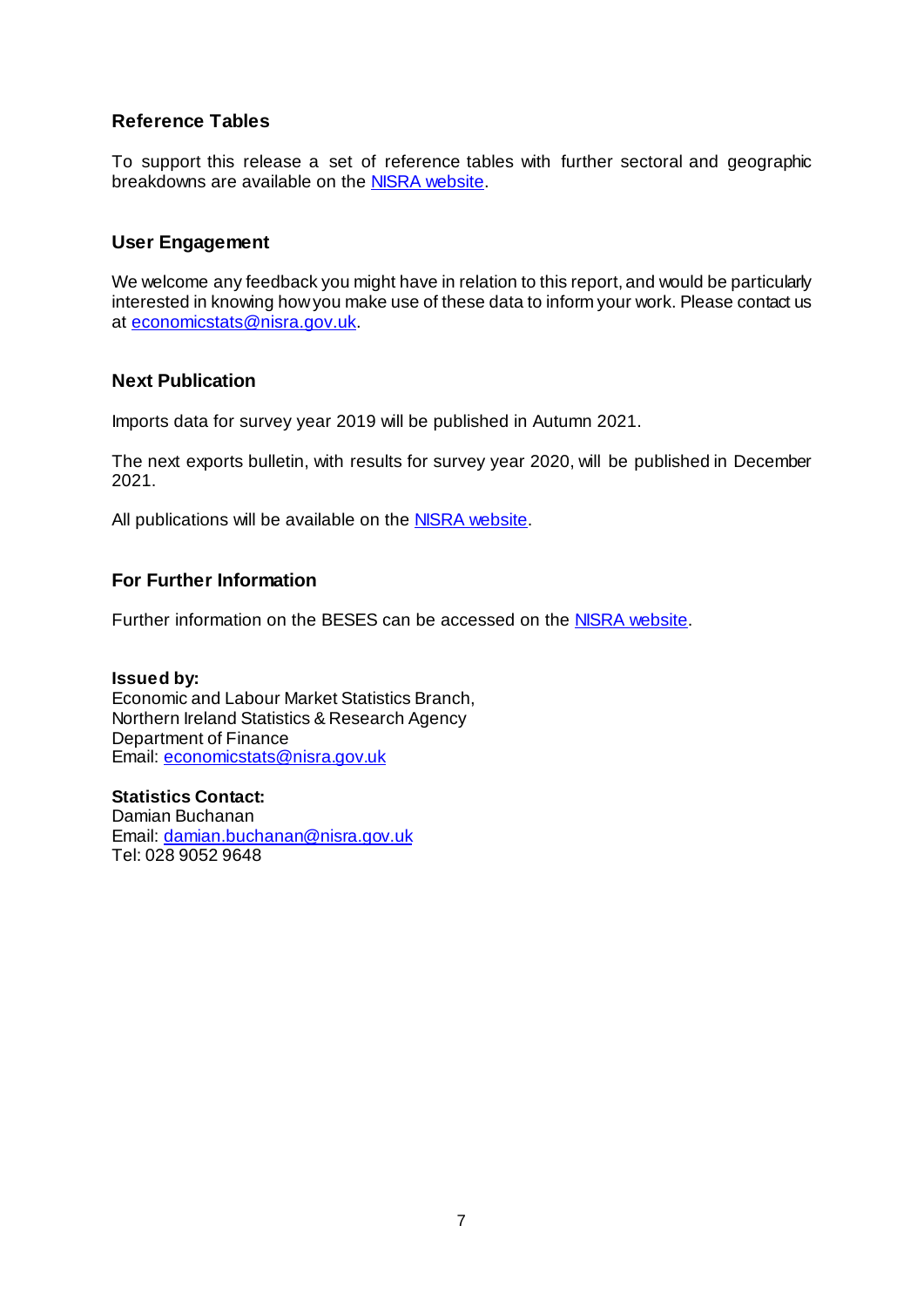## Reference Tables

To support this release a set of reference tables with further sectoral and geographic breakdowns are available on the [NISRA website](NISRA website).

## User Engagement

We welcome any feedback you might have in relation to this report, and would be particularly interested in knowing how you make use of these data to inform your work. Please contact us at [economicstats@nisra.gov.uk](mailto:economicstats@nisra.gov.uk).

## Next Publication

Imports data for survey year 2019 will be published in Autumn 2021.

The next exports bulletin, with results for survey year 2020, will be published in December 2021.

All publications will be available on the [NISRA website](NISRA website).

## For Further Information

Further information on the BESES can be accessed on the [NISRA website](NISRA website).

**Issued by:**
Economic and Labour Market Statistics Branch,
Northern Ireland Statistics & Research Agency
Department of Finance
Email: [economicstats@nisra.gov.uk](mailto:economicstats@nisra.gov.uk)

**Statistics Contact:**
Damian Buchanan
Email: [damian.buchanan@nisra.gov.uk](mailto:damian.buchanan@nisra.gov.uk)
Tel: 028 9052 9648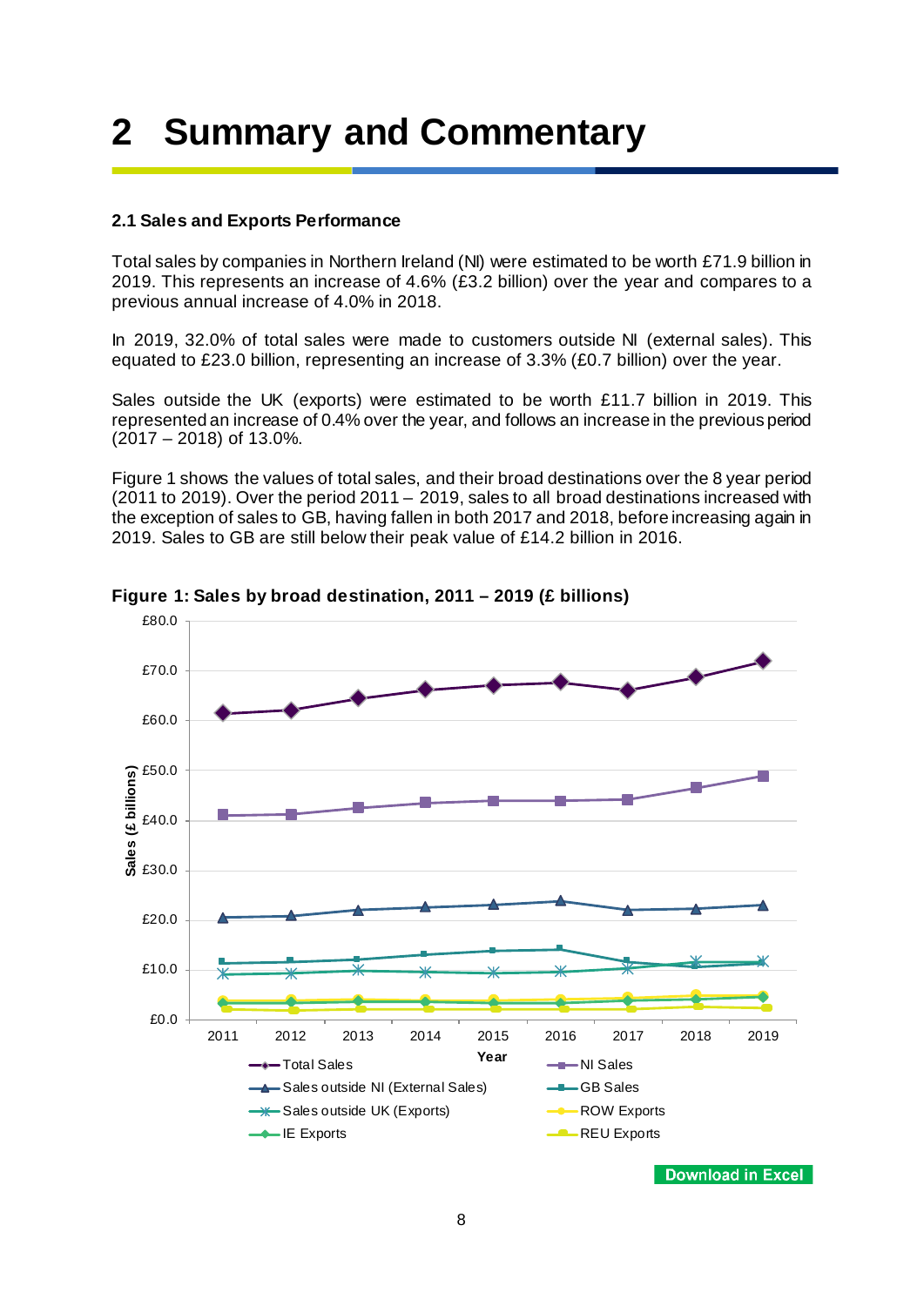# 2 Summary and Commentary

**2.1 Sales and Exports Performance**

Total sales by companies in Northern Ireland (NI) were estimated to be worth £71.9 billion in 2019. This represents an increase of 4.6% (£3.2 billion) over the year and compares to a previous annual increase of 4.0% in 2018.

In 2019, 32.0% of total sales were made to customers outside NI (external sales). This equated to £23.0 billion, representing an increase of 3.3% (£0.7 billion) over the year.

Sales outside the UK (exports) were estimated to be worth £11.7 billion in 2019. This represented an increase of 0.4% over the year, and follows an increase in the previous period (2017 – 2018) of 13.0%.

Figure 1 shows the values of total sales, and their broad destinations over the 8 year period (2011 to 2019). Over the period 2011 – 2019, sales to all broad destinations increased with the exception of sales to GB, having fallen in both 2017 and 2018, before increasing again in 2019. Sales to GB are still below their peak value of £14.2 billion in 2016.

**Figure 1: Sales by broad destination, 2011 – 2019 (£ billions)**

Download in Excel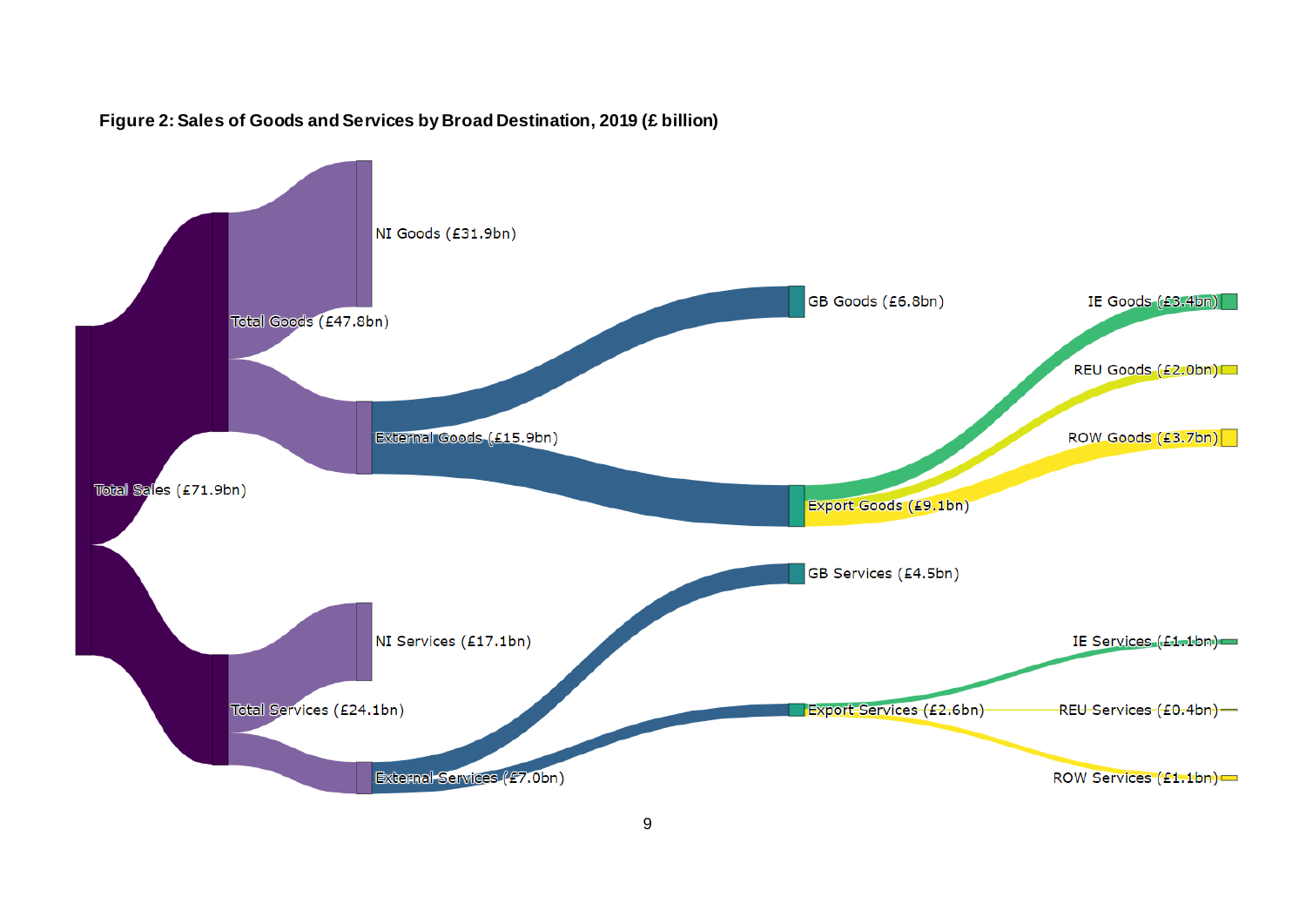**Figure 2: Sales of Goods and Services by Broad Destination, 2019 (£ billion)**

Total Sales (£71.9bn)

Total Goods (£47.8bn)

NI Goods (£31.9bn)

External Goods (£15.9bn)

GB Goods (£6.8bn)

Export Goods (£9.1bn)

IE Goods (£3.4bn)

REU Goods (£2.0bn)

ROW Goods (£3.7bn)

Total Services (£24.1bn)

NI Services (£17.1bn)

External Services (£7.0bn)

GB Services (£4.5bn)

Export Services (£2.6bn)

IE Services (£1.1bn)

REU Services (£0.4bn)

ROW Services (£1.1bn)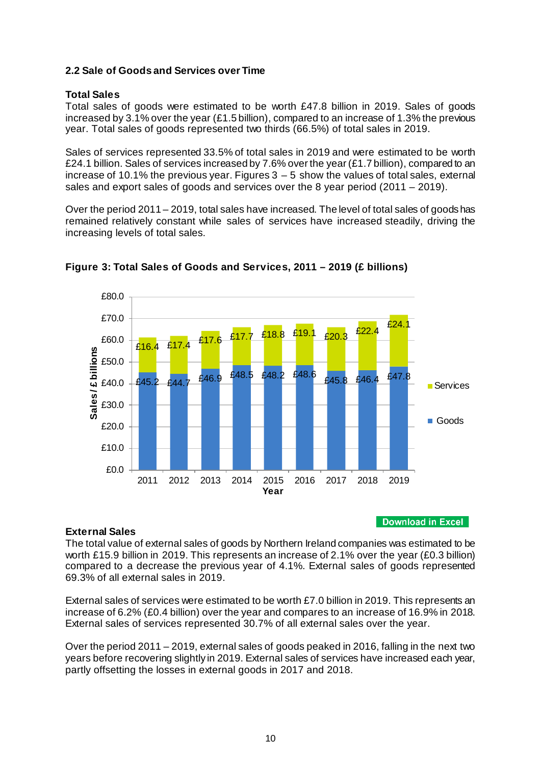## 2.2 Sale of Goods and Services over Time

### Total Sales

Total sales of goods were estimated to be worth £47.8 billion in 2019. Sales of goods increased by 3.1% over the year (£1.5 billion), compared to an increase of 1.3% the previous year. Total sales of goods represented two thirds (66.5%) of total sales in 2019.

Sales of services represented 33.5% of total sales in 2019 and were estimated to be worth £24.1 billion. Sales of services increased by 7.6% over the year (£1.7 billion), compared to an increase of 10.1% the previous year. Figures 3 – 5 show the values of total sales, external sales and export sales of goods and services over the 8 year period (2011 – 2019).

Over the period 2011 – 2019, total sales have increased. The level of total sales of goods has remained relatively constant while sales of services have increased steadily, driving the increasing levels of total sales.

**Figure 3: Total Sales of Goods and Services, 2011 – 2019 (£ billions)**

| Year | Goods | Services |
|---|---|---|
| 2011 | £45.2 | £16.4 |
| 2012 | £44.7 | £17.4 |
| 2013 | £46.9 | £17.6 |
| 2014 | £48.5 | £17.7 |
| 2015 | £48.2 | £18.8 |
| 2016 | £48.6 | £19.1 |
| 2017 | £45.8 | £20.3 |
| 2018 | £46.4 | £22.4 |
| 2019 | £47.8 | £24.1 |

Download in Excel

### External Sales

The total value of external sales of goods by Northern Ireland companies was estimated to be worth £15.9 billion in 2019. This represents an increase of 2.1% over the year (£0.3 billion) compared to a decrease the previous year of 4.1%. External sales of goods represented 69.3% of all external sales in 2019.

External sales of services were estimated to be worth £7.0 billion in 2019. This represents an increase of 6.2% (£0.4 billion) over the year and compares to an increase of 16.9% in 2018. External sales of services represented 30.7% of all external sales over the year.

Over the period 2011 – 2019, external sales of goods peaked in 2016, falling in the next two years before recovering slightly in 2019. External sales of services have increased each year, partly offsetting the losses in external goods in 2017 and 2018.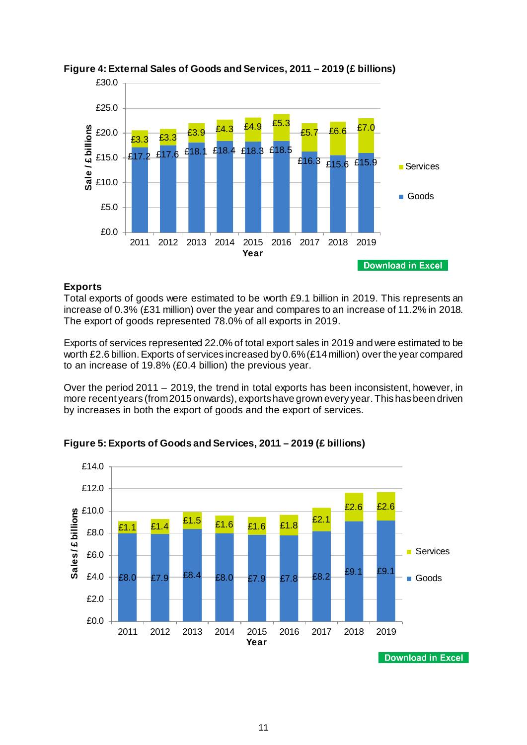**Figure 4: External Sales of Goods and Services, 2011 – 2019 (£ billions)**

| Year | Goods | Services |
|---|---|---|
| 2011 | £17.2 | £3.3 |
| 2012 | £17.6 | £3.3 |
| 2013 | £18.1 | £3.9 |
| 2014 | £18.4 | £4.3 |
| 2015 | £18.3 | £4.9 |
| 2016 | £18.5 | £5.3 |
| 2017 | £16.3 | £5.7 |
| 2018 | £15.6 | £6.6 |
| 2019 | £15.9 | £7.0 |

Download in Excel

## Exports

Total exports of goods were estimated to be worth £9.1 billion in 2019. This represents an increase of 0.3% (£31 million) over the year and compares to an increase of 11.2% in 2018. The export of goods represented 78.0% of all exports in 2019.

Exports of services represented 22.0% of total export sales in 2019 and were estimated to be worth £2.6 billion. Exports of services increased by 0.6% (£14 million) over the year compared to an increase of 19.8% (£0.4 billion) the previous year.

Over the period 2011 – 2019, the trend in total exports has been inconsistent, however, in more recent years (from 2015 onwards), exports have grown every year. This has been driven by increases in both the export of goods and the export of services.

**Figure 5: Exports of Goods and Services, 2011 – 2019 (£ billions)**

| Year | Goods | Services |
|---|---|---|
| 2011 | £8.0 | £1.1 |
| 2012 | £7.9 | £1.4 |
| 2013 | £8.4 | £1.5 |
| 2014 | £8.0 | £1.6 |
| 2015 | £7.9 | £1.6 |
| 2016 | £7.8 | £1.8 |
| 2017 | £8.2 | £2.1 |
| 2018 | £9.1 | £2.6 |
| 2019 | £9.1 | £2.6 |

Download in Excel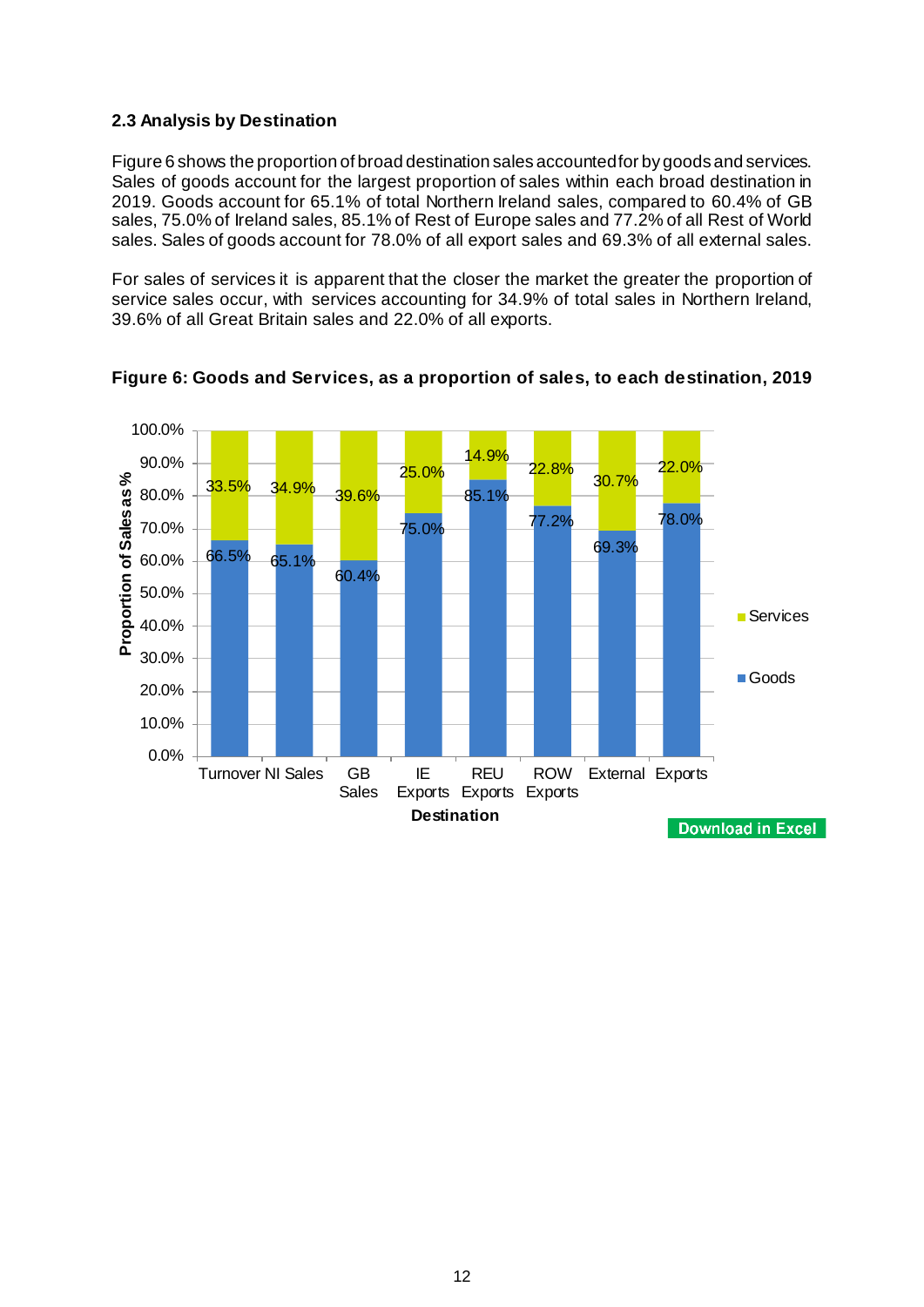### 2.3 Analysis by Destination

Figure 6 shows the proportion of broad destination sales accounted for by goods and services. Sales of goods account for the largest proportion of sales within each broad destination in 2019. Goods account for 65.1% of total Northern Ireland sales, compared to 60.4% of GB sales, 75.0% of Ireland sales, 85.1% of Rest of Europe sales and 77.2% of all Rest of World sales. Sales of goods account for 78.0% of all export sales and 69.3% of all external sales.

For sales of services it is apparent that the closer the market the greater the proportion of service sales occur, with services accounting for 34.9% of total sales in Northern Ireland, 39.6% of all Great Britain sales and 22.0% of all exports.

**Figure 6: Goods and Services, as a proportion of sales, to each destination, 2019**

| Destination | Goods | Services |
|---|---|---|
| Turnover | 66.5% | 33.5% |
| NI Sales | 65.1% | 34.9% |
| GB Sales | 60.4% | 39.6% |
| IE Exports | 75.0% | 25.0% |
| REU Exports | 85.1% | 14.9% |
| ROW Exports | 77.2% | 22.8% |
| External | 69.3% | 30.7% |
| Exports | 78.0% | 22.0% |

Download in Excel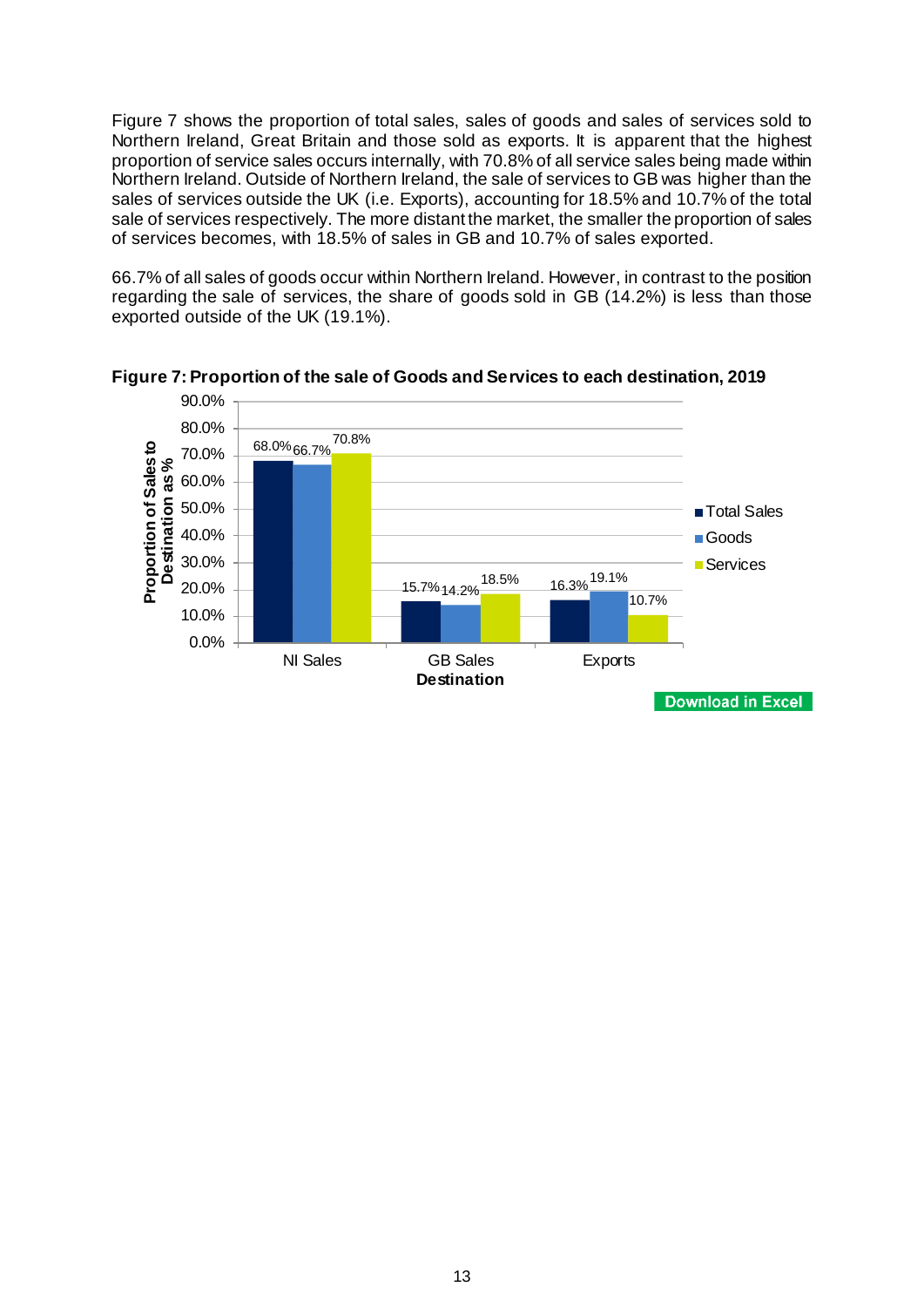Figure 7 shows the proportion of total sales, sales of goods and sales of services sold to Northern Ireland, Great Britain and those sold as exports. It is apparent that the highest proportion of service sales occurs internally, with 70.8% of all service sales being made within Northern Ireland. Outside of Northern Ireland, the sale of services to GB was higher than the sales of services outside the UK (i.e. Exports), accounting for 18.5% and 10.7% of the total sale of services respectively. The more distant the market, the smaller the proportion of sales of services becomes, with 18.5% of sales in GB and 10.7% of sales exported.

66.7% of all sales of goods occur within Northern Ireland. However, in contrast to the position regarding the sale of services, the share of goods sold in GB (14.2%) is less than those exported outside of the UK (19.1%).

**Figure 7: Proportion of the sale of Goods and Services to each destination, 2019**

| Destination | Total Sales | Goods | Services |
|---|---|---|---|
| NI Sales | 68.0% | 66.7% | 70.8% |
| GB Sales | 15.7% | 14.2% | 18.5% |
| Exports | 16.3% | 19.1% | 10.7% |

Download in Excel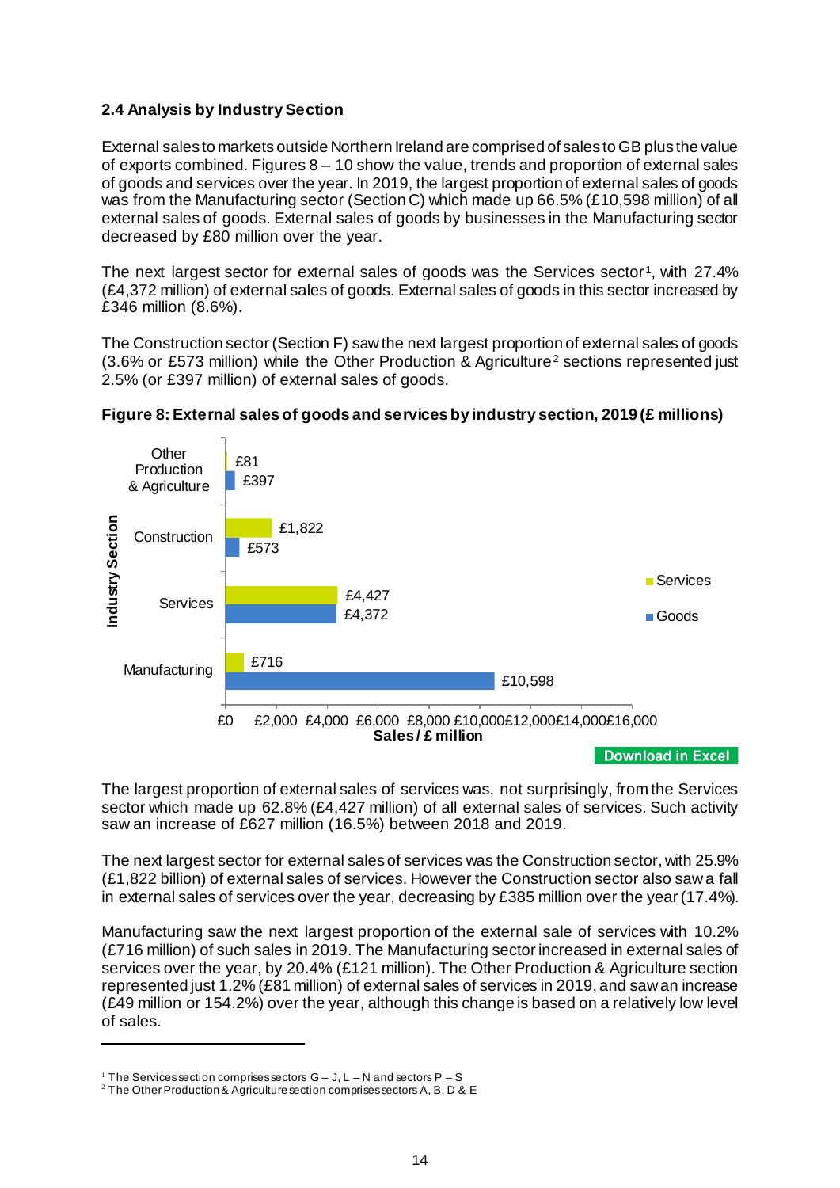### 2.4 Analysis by Industry Section

External sales to markets outside Northern Ireland are comprised of sales to GB plus the value of exports combined. Figures 8 – 10 show the value, trends and proportion of external sales of goods and services over the year. In 2019, the largest proportion of external sales of goods was from the Manufacturing sector (Section C) which made up 66.5% (£10,598 million) of all external sales of goods. External sales of goods by businesses in the Manufacturing sector decreased by £80 million over the year.

The next largest sector for external sales of goods was the Services sector[1], with 27.4% (£4,372 million) of external sales of goods. External sales of goods in this sector increased by £346 million (8.6%).

The Construction sector (Section F) saw the next largest proportion of external sales of goods (3.6% or £573 million) while the Other Production & Agriculture[2] sections represented just 2.5% (or £397 million) of external sales of goods.

**Figure 8: External sales of goods and services by industry section, 2019 (£ millions)**

| Industry Section | Services | Goods |
|---|---|---|
| Other Production & Agriculture | £81 | £397 |
| Construction | £1,822 | £573 |
| Services | £4,427 | £4,372 |
| Manufacturing | £716 | £10,598 |

Download in Excel

The largest proportion of external sales of services was, not surprisingly, from the Services sector which made up 62.8% (£4,427 million) of all external sales of services. Such activity saw an increase of £627 million (16.5%) between 2018 and 2019.

The next largest sector for external sales of services was the Construction sector, with 25.9% (£1,822 billion) of external sales of services. However the Construction sector also saw a fall in external sales of services over the year, decreasing by £385 million over the year (17.4%).

Manufacturing saw the next largest proportion of the external sale of services with 10.2% (£716 million) of such sales in 2019. The Manufacturing sector increased in external sales of services over the year, by 20.4% (£121 million). The Other Production & Agriculture section represented just 1.2% (£81 million) of external sales of services in 2019, and saw an increase (£49 million or 154.2%) over the year, although this change is based on a relatively low level of sales.

---

[1] The Services section comprises sectors G – J, L – N and sectors P – S

[2] The Other Production & Agriculture section comprises sectors A, B, D & E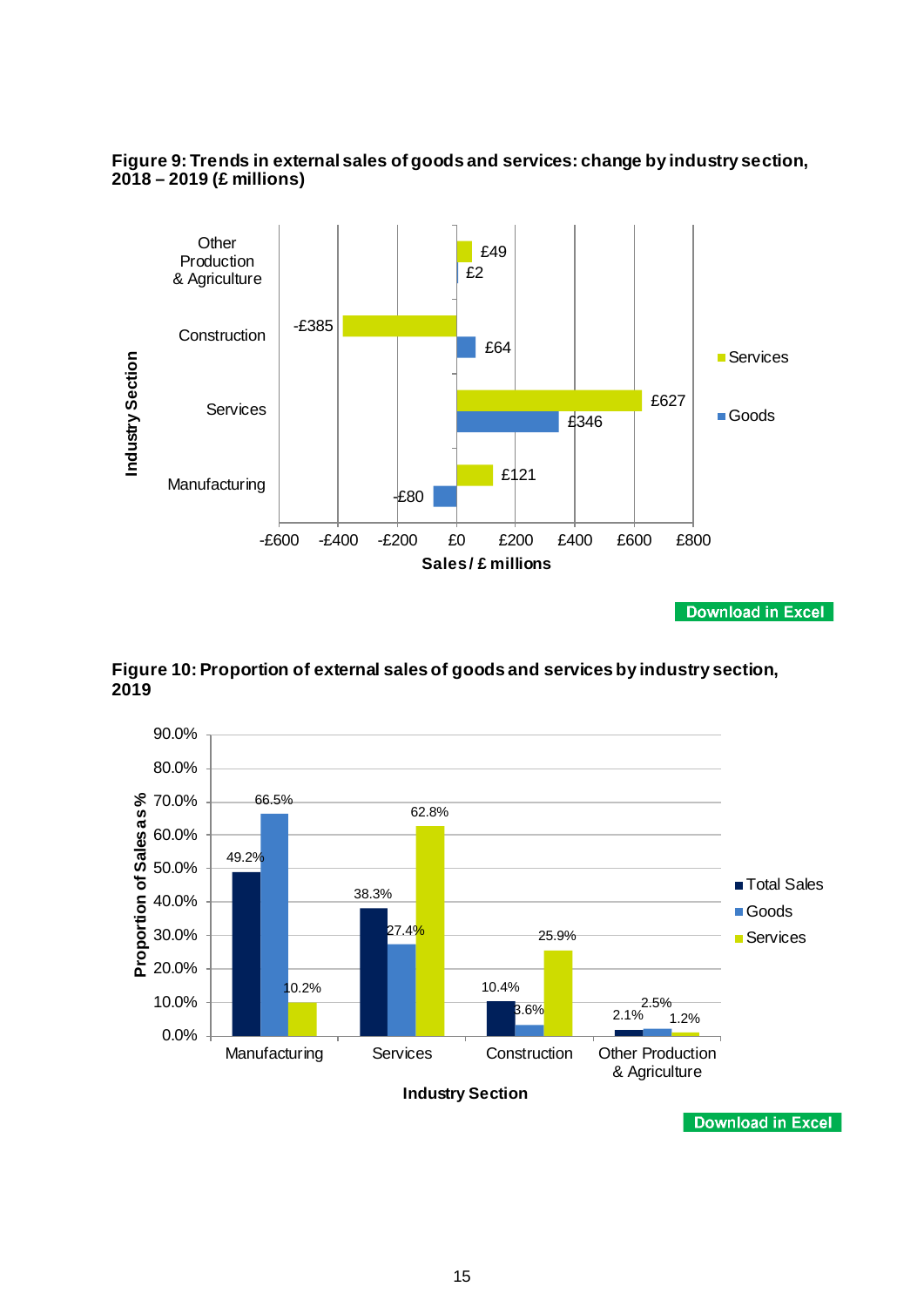**Figure 9: Trends in external sales of goods and services: change by industry section, 2018 – 2019 (£ millions)**

| Industry Section | Services | Goods |
|---|---|---|
| Other Production & Agriculture | £49 | £2 |
| Construction | -£385 | £64 |
| Services | £627 | £346 |
| Manufacturing | £121 | -£80 |

Download in Excel

**Figure 10: Proportion of external sales of goods and services by industry section, 2019**

| Industry Section | Total Sales | Goods | Services |
|---|---|---|---|
| Manufacturing | 49.2% | 66.5% | 10.2% |
| Services | 38.3% | 27.4% | 62.8% |
| Construction | 10.4% | 3.6% | 25.9% |
| Other Production & Agriculture | 2.1% | 2.5% | 1.2% |

Download in Excel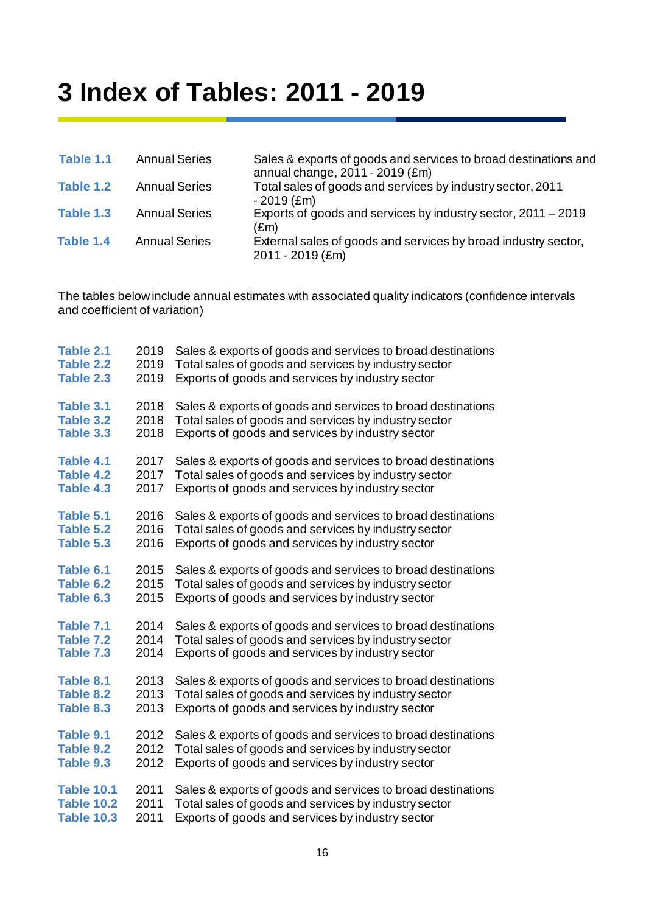# 3 Index of Tables: 2011 - 2019

| | | |
|---|---|---|
| **Table 1.1** | Annual Series | Sales & exports of goods and services to broad destinations and annual change, 2011 - 2019 (£m) |
| **Table 1.2** | Annual Series | Total sales of goods and services by industry sector, 2011 - 2019 (£m) |
| **Table 1.3** | Annual Series | Exports of goods and services by industry sector, 2011 – 2019 (£m) |
| **Table 1.4** | Annual Series | External sales of goods and services by broad industry sector, 2011 - 2019 (£m) |

The tables below include annual estimates with associated quality indicators (confidence intervals and coefficient of variation)

| | | |
|---|---|---|
| **Table 2.1** | 2019 | Sales & exports of goods and services to broad destinations |
| **Table 2.2** | 2019 | Total sales of goods and services by industry sector |
| **Table 2.3** | 2019 | Exports of goods and services by industry sector |
| **Table 3.1** | 2018 | Sales & exports of goods and services to broad destinations |
| **Table 3.2** | 2018 | Total sales of goods and services by industry sector |
| **Table 3.3** | 2018 | Exports of goods and services by industry sector |
| **Table 4.1** | 2017 | Sales & exports of goods and services to broad destinations |
| **Table 4.2** | 2017 | Total sales of goods and services by industry sector |
| **Table 4.3** | 2017 | Exports of goods and services by industry sector |
| **Table 5.1** | 2016 | Sales & exports of goods and services to broad destinations |
| **Table 5.2** | 2016 | Total sales of goods and services by industry sector |
| **Table 5.3** | 2016 | Exports of goods and services by industry sector |
| **Table 6.1** | 2015 | Sales & exports of goods and services to broad destinations |
| **Table 6.2** | 2015 | Total sales of goods and services by industry sector |
| **Table 6.3** | 2015 | Exports of goods and services by industry sector |
| **Table 7.1** | 2014 | Sales & exports of goods and services to broad destinations |
| **Table 7.2** | 2014 | Total sales of goods and services by industry sector |
| **Table 7.3** | 2014 | Exports of goods and services by industry sector |
| **Table 8.1** | 2013 | Sales & exports of goods and services to broad destinations |
| **Table 8.2** | 2013 | Total sales of goods and services by industry sector |
| **Table 8.3** | 2013 | Exports of goods and services by industry sector |
| **Table 9.1** | 2012 | Sales & exports of goods and services to broad destinations |
| **Table 9.2** | 2012 | Total sales of goods and services by industry sector |
| **Table 9.3** | 2012 | Exports of goods and services by industry sector |
| **Table 10.1** | 2011 | Sales & exports of goods and services to broad destinations |
| **Table 10.2** | 2011 | Total sales of goods and services by industry sector |
| **Table 10.3** | 2011 | Exports of goods and services by industry sector |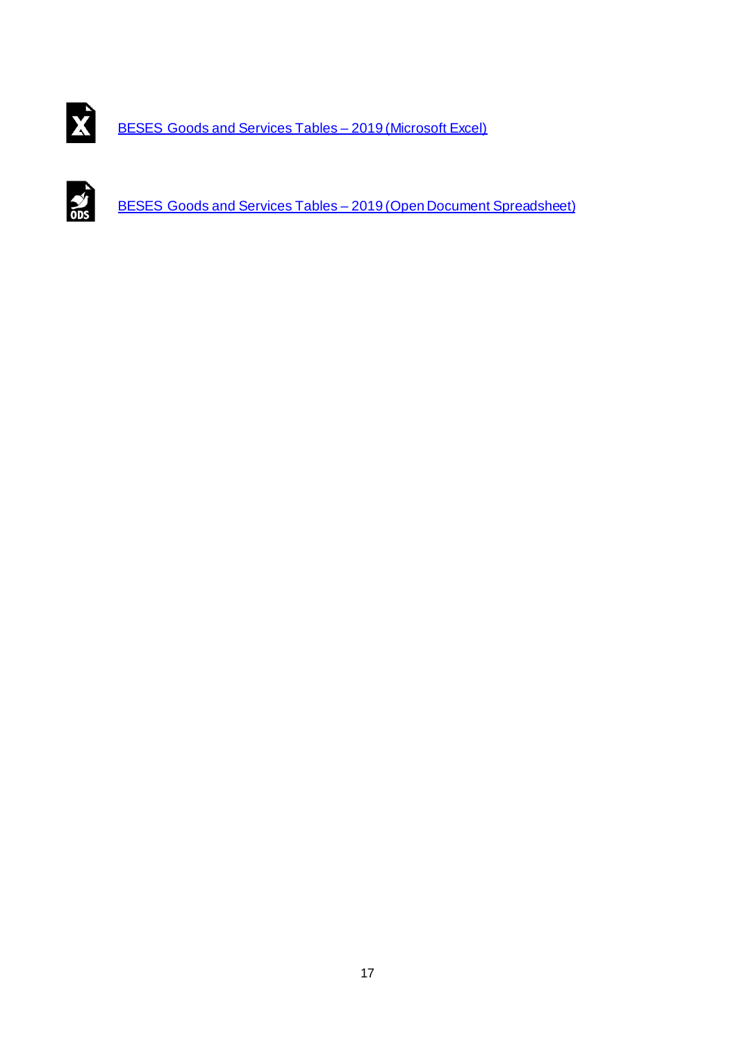[BESES Goods and Services Tables – 2019 (Microsoft Excel)]

[BESES Goods and Services Tables – 2019 (Open Document Spreadsheet)]